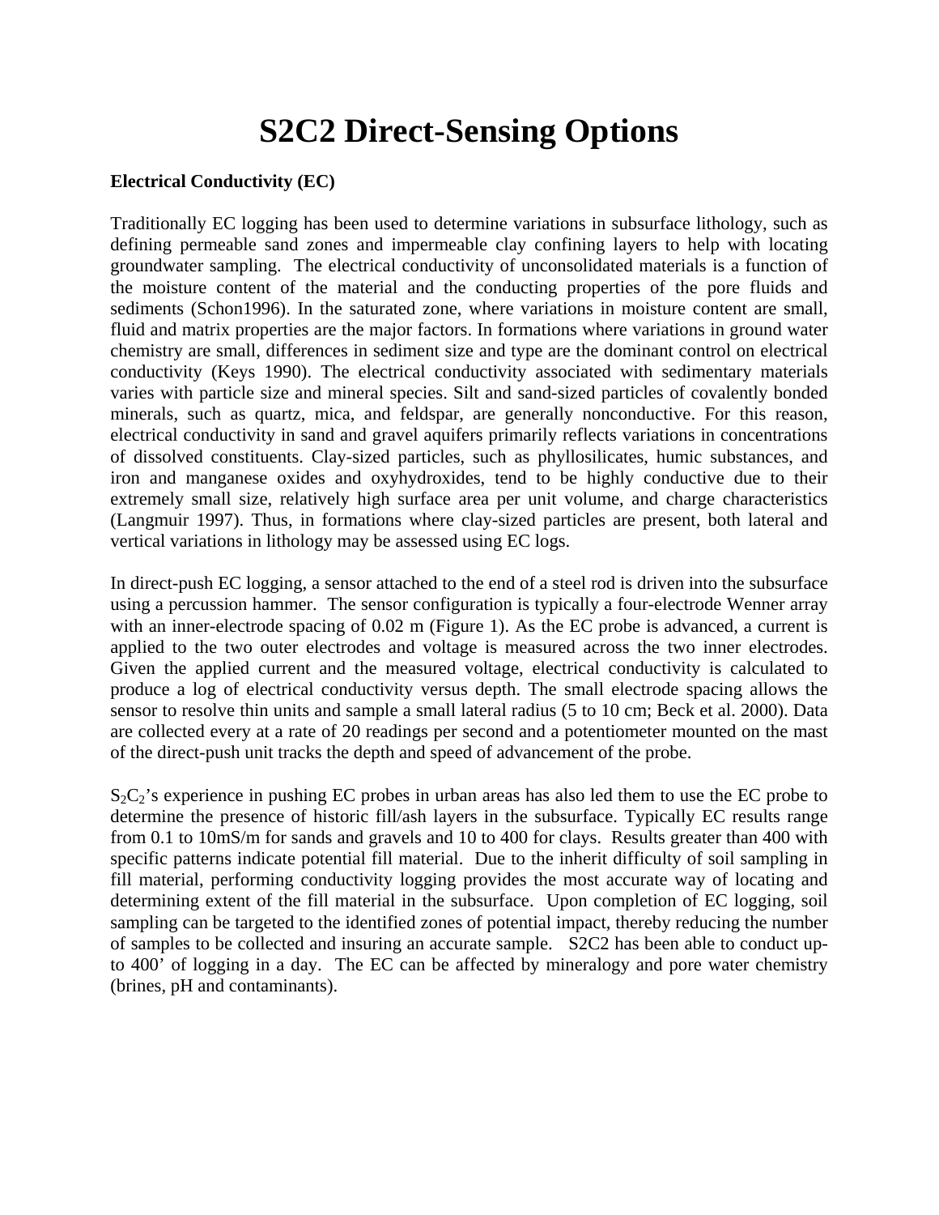# S2C2 Direct-Sensing Options

**Electrical Conductivity (EC)**

Traditionally EC logging has been used to determine variations in subsurface lithology, such as defining permeable sand zones and impermeable clay confining layers to help with locating groundwater sampling. The electrical conductivity of unconsolidated materials is a function of the moisture content of the material and the conducting properties of the pore fluids and sediments (Schon1996). In the saturated zone, where variations in moisture content are small, fluid and matrix properties are the major factors. In formations where variations in ground water chemistry are small, differences in sediment size and type are the dominant control on electrical conductivity (Keys 1990). The electrical conductivity associated with sedimentary materials varies with particle size and mineral species. Silt and sand-sized particles of covalently bonded minerals, such as quartz, mica, and feldspar, are generally nonconductive. For this reason, electrical conductivity in sand and gravel aquifers primarily reflects variations in concentrations of dissolved constituents. Clay-sized particles, such as phyllosilicates, humic substances, and iron and manganese oxides and oxyhydroxides, tend to be highly conductive due to their extremely small size, relatively high surface area per unit volume, and charge characteristics (Langmuir 1997). Thus, in formations where clay-sized particles are present, both lateral and vertical variations in lithology may be assessed using EC logs.

In direct-push EC logging, a sensor attached to the end of a steel rod is driven into the subsurface using a percussion hammer. The sensor configuration is typically a four-electrode Wenner array with an inner-electrode spacing of 0.02 m (Figure 1). As the EC probe is advanced, a current is applied to the two outer electrodes and voltage is measured across the two inner electrodes. Given the applied current and the measured voltage, electrical conductivity is calculated to produce a log of electrical conductivity versus depth. The small electrode spacing allows the sensor to resolve thin units and sample a small lateral radius (5 to 10 cm; Beck et al. 2000). Data are collected every at a rate of 20 readings per second and a potentiometer mounted on the mast of the direct-push unit tracks the depth and speed of advancement of the probe.

$S_2C_2$'s experience in pushing EC probes in urban areas has also led them to use the EC probe to determine the presence of historic fill/ash layers in the subsurface. Typically EC results range from 0.1 to 10mS/m for sands and gravels and 10 to 400 for clays. Results greater than 400 with specific patterns indicate potential fill material. Due to the inherit difficulty of soil sampling in fill material, performing conductivity logging provides the most accurate way of locating and determining extent of the fill material in the subsurface. Upon completion of EC logging, soil sampling can be targeted to the identified zones of potential impact, thereby reducing the number of samples to be collected and insuring an accurate sample. S2C2 has been able to conduct up-to 400' of logging in a day. The EC can be affected by mineralogy and pore water chemistry (brines, pH and contaminants).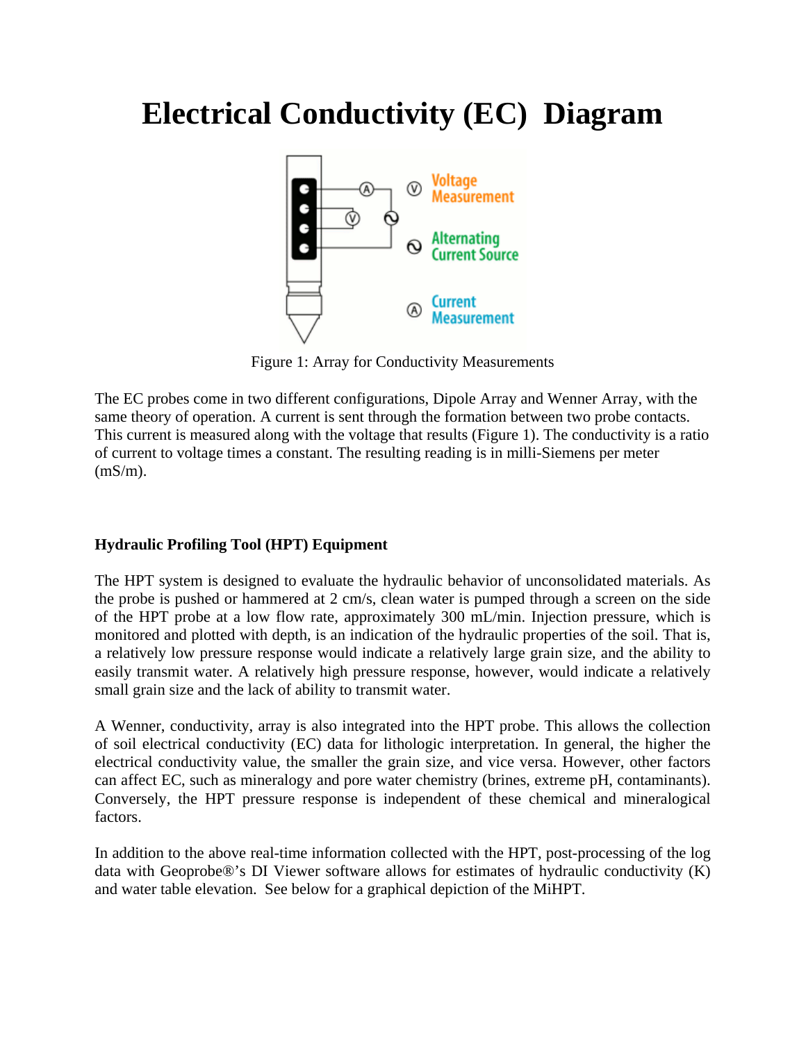# Electrical Conductivity (EC) Diagram

Figure 1: Array for Conductivity Measurements

The EC probes come in two different configurations, Dipole Array and Wenner Array, with the same theory of operation. A current is sent through the formation between two probe contacts. This current is measured along with the voltage that results (Figure 1). The conductivity is a ratio of current to voltage times a constant. The resulting reading is in milli-Siemens per meter (mS/m).

**Hydraulic Profiling Tool (HPT) Equipment**

The HPT system is designed to evaluate the hydraulic behavior of unconsolidated materials. As the probe is pushed or hammered at 2 cm/s, clean water is pumped through a screen on the side of the HPT probe at a low flow rate, approximately 300 mL/min. Injection pressure, which is monitored and plotted with depth, is an indication of the hydraulic properties of the soil. That is, a relatively low pressure response would indicate a relatively large grain size, and the ability to easily transmit water. A relatively high pressure response, however, would indicate a relatively small grain size and the lack of ability to transmit water.

A Wenner, conductivity, array is also integrated into the HPT probe. This allows the collection of soil electrical conductivity (EC) data for lithologic interpretation. In general, the higher the electrical conductivity value, the smaller the grain size, and vice versa. However, other factors can affect EC, such as mineralogy and pore water chemistry (brines, extreme pH, contaminants). Conversely, the HPT pressure response is independent of these chemical and mineralogical factors.

In addition to the above real-time information collected with the HPT, post-processing of the log data with Geoprobe®'s DI Viewer software allows for estimates of hydraulic conductivity (K) and water table elevation. See below for a graphical depiction of the MiHPT.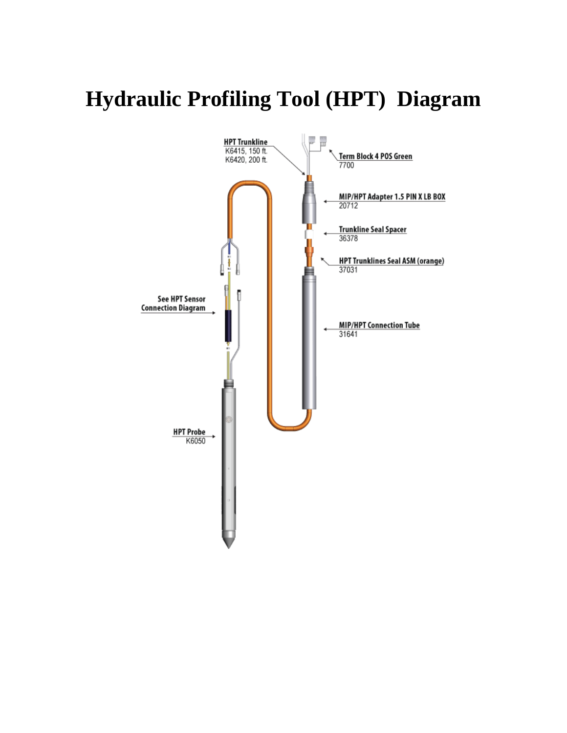# Hydraulic Profiling Tool (HPT) Diagram

HPT Trunkline
K6415, 150 ft.
K6420, 200 ft.

Term Block 4 POS Green
7700

MIP/HPT Adapter 1.5 PIN X LB BOX
20712

Trunkline Seal Spacer
36378

HPT Trunklines Seal ASM (orange)
37031

See HPT Sensor Connection Diagram

MIP/HPT Connection Tube
31641

HPT Probe
K6050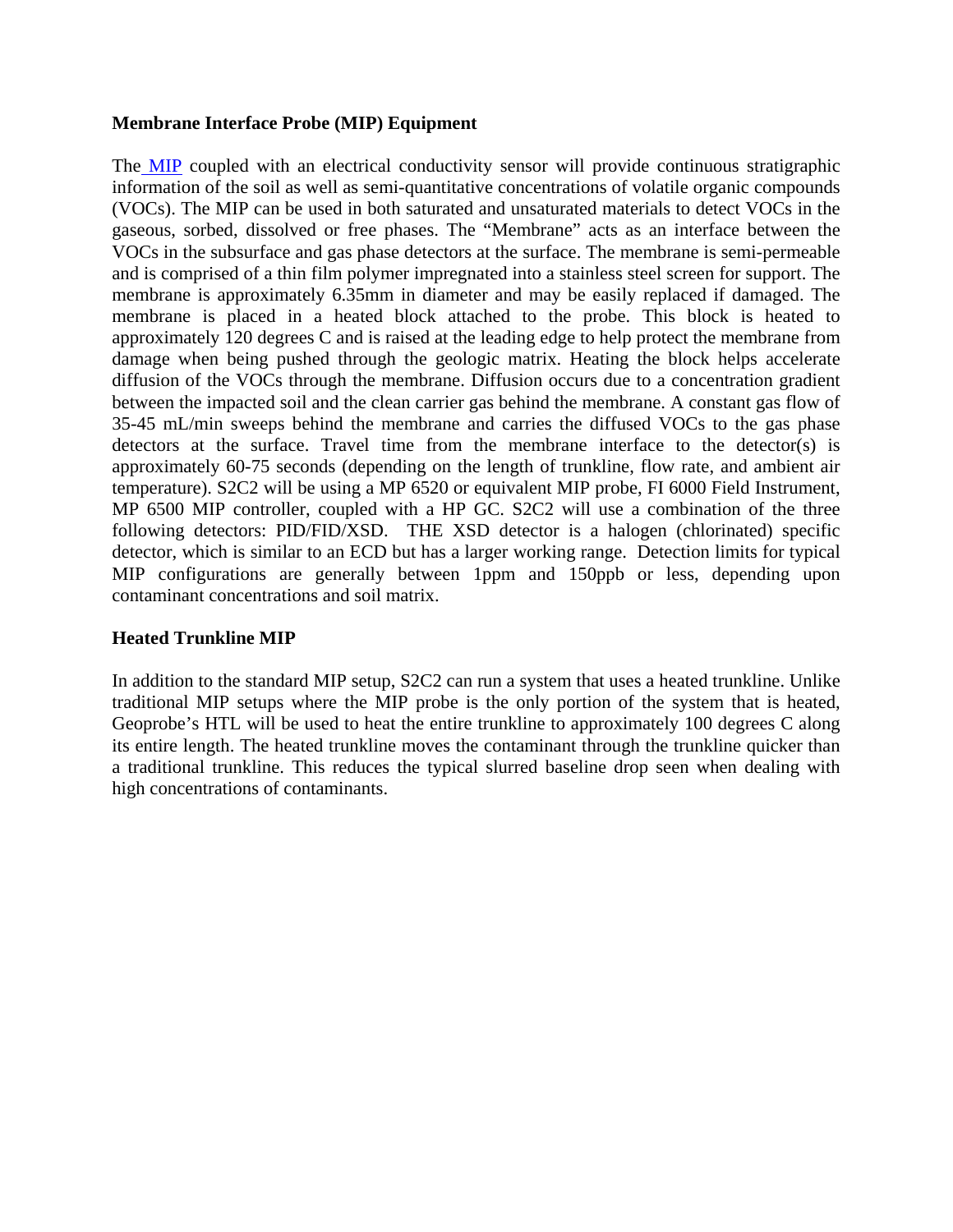**Membrane Interface Probe (MIP) Equipment**

The MIP coupled with an electrical conductivity sensor will provide continuous stratigraphic information of the soil as well as semi-quantitative concentrations of volatile organic compounds (VOCs). The MIP can be used in both saturated and unsaturated materials to detect VOCs in the gaseous, sorbed, dissolved or free phases. The "Membrane" acts as an interface between the VOCs in the subsurface and gas phase detectors at the surface. The membrane is semi-permeable and is comprised of a thin film polymer impregnated into a stainless steel screen for support. The membrane is approximately 6.35mm in diameter and may be easily replaced if damaged. The membrane is placed in a heated block attached to the probe. This block is heated to approximately 120 degrees C and is raised at the leading edge to help protect the membrane from damage when being pushed through the geologic matrix. Heating the block helps accelerate diffusion of the VOCs through the membrane. Diffusion occurs due to a concentration gradient between the impacted soil and the clean carrier gas behind the membrane. A constant gas flow of 35-45 mL/min sweeps behind the membrane and carries the diffused VOCs to the gas phase detectors at the surface. Travel time from the membrane interface to the detector(s) is approximately 60-75 seconds (depending on the length of trunkline, flow rate, and ambient air temperature). S2C2 will be using a MP 6520 or equivalent MIP probe, FI 6000 Field Instrument, MP 6500 MIP controller, coupled with a HP GC. S2C2 will use a combination of the three following detectors: PID/FID/XSD. THE XSD detector is a halogen (chlorinated) specific detector, which is similar to an ECD but has a larger working range. Detection limits for typical MIP configurations are generally between 1ppm and 150ppb or less, depending upon contaminant concentrations and soil matrix.

**Heated Trunkline MIP**

In addition to the standard MIP setup, S2C2 can run a system that uses a heated trunkline. Unlike traditional MIP setups where the MIP probe is the only portion of the system that is heated, Geoprobe's HTL will be used to heat the entire trunkline to approximately 100 degrees C along its entire length. The heated trunkline moves the contaminant through the trunkline quicker than a traditional trunkline. This reduces the typical slurred baseline drop seen when dealing with high concentrations of contaminants.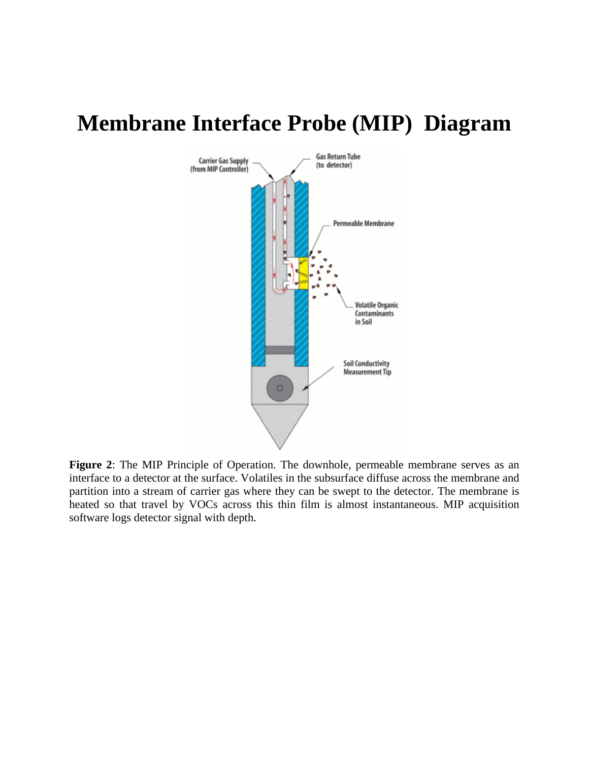# Membrane Interface Probe (MIP) Diagram

**Figure 2**: The MIP Principle of Operation. The downhole, permeable membrane serves as an interface to a detector at the surface. Volatiles in the subsurface diffuse across the membrane and partition into a stream of carrier gas where they can be swept to the detector. The membrane is heated so that travel by VOCs across this thin film is almost instantaneous. MIP acquisition software logs detector signal with depth.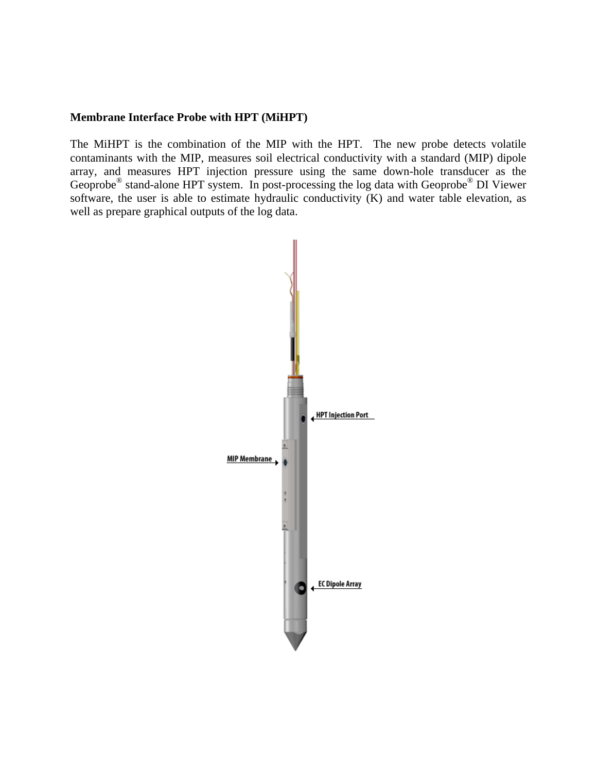**Membrane Interface Probe with HPT (MiHPT)**

The MiHPT is the combination of the MIP with the HPT. The new probe detects volatile contaminants with the MIP, measures soil electrical conductivity with a standard (MIP) dipole array, and measures HPT injection pressure using the same down-hole transducer as the Geoprobe® stand-alone HPT system. In post-processing the log data with Geoprobe® DI Viewer software, the user is able to estimate hydraulic conductivity (K) and water table elevation, as well as prepare graphical outputs of the log data.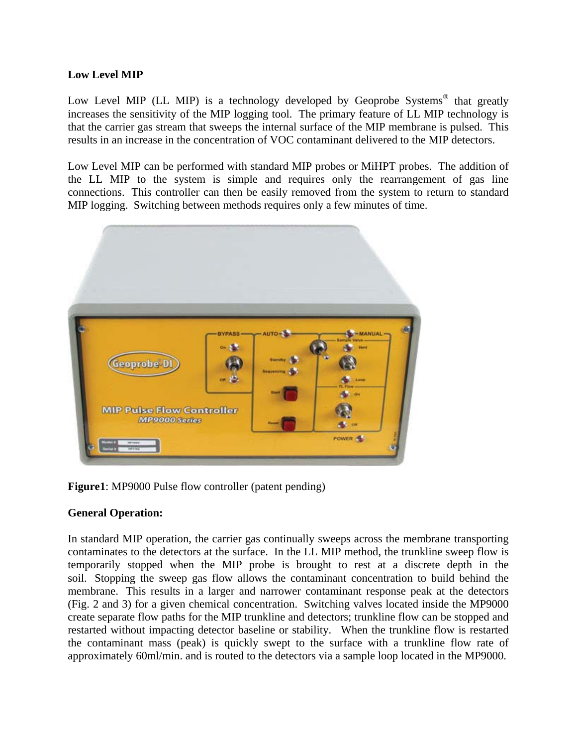**Low Level MIP**

Low Level MIP (LL MIP) is a technology developed by Geoprobe Systems® that greatly increases the sensitivity of the MIP logging tool. The primary feature of LL MIP technology is that the carrier gas stream that sweeps the internal surface of the MIP membrane is pulsed. This results in an increase in the concentration of VOC contaminant delivered to the MIP detectors.

Low Level MIP can be performed with standard MIP probes or MiHPT probes. The addition of the LL MIP to the system is simple and requires only the rearrangement of gas line connections. This controller can then be easily removed from the system to return to standard MIP logging. Switching between methods requires only a few minutes of time.

**Figure1**: MP9000 Pulse flow controller (patent pending)

**General Operation:**

In standard MIP operation, the carrier gas continually sweeps across the membrane transporting contaminates to the detectors at the surface. In the LL MIP method, the trunkline sweep flow is temporarily stopped when the MIP probe is brought to rest at a discrete depth in the soil. Stopping the sweep gas flow allows the contaminant concentration to build behind the membrane. This results in a larger and narrower contaminant response peak at the detectors (Fig. 2 and 3) for a given chemical concentration. Switching valves located inside the MP9000 create separate flow paths for the MIP trunkline and detectors; trunkline flow can be stopped and restarted without impacting detector baseline or stability. When the trunkline flow is restarted the contaminant mass (peak) is quickly swept to the surface with a trunkline flow rate of approximately 60ml/min. and is routed to the detectors via a sample loop located in the MP9000.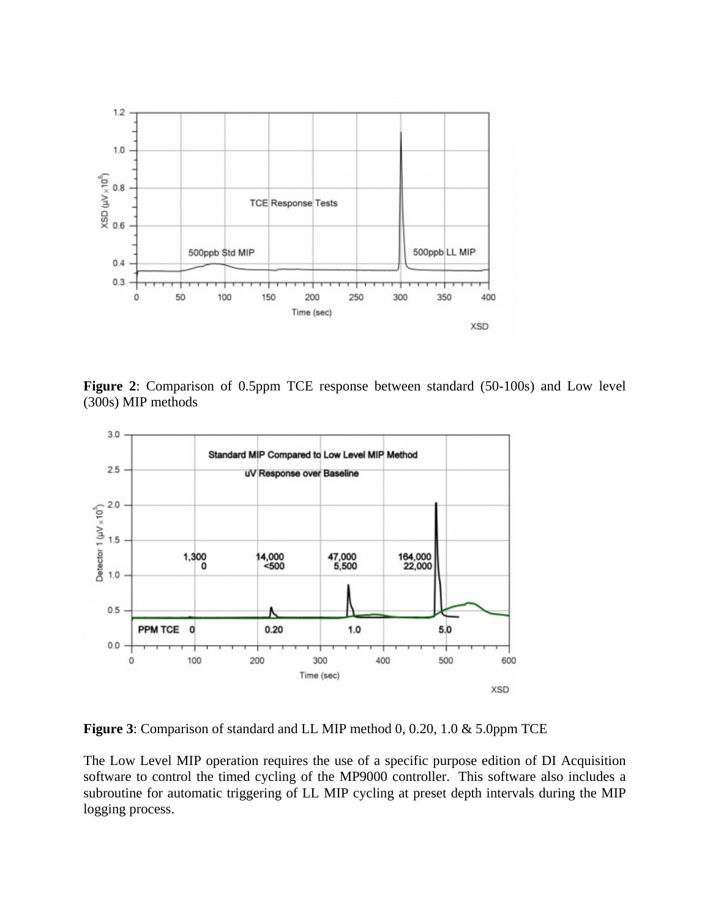**Figure 2**: Comparison of 0.5ppm TCE response between standard (50-100s) and Low level (300s) MIP methods

**Figure 3**: Comparison of standard and LL MIP method 0, 0.20, 1.0 & 5.0ppm TCE

The Low Level MIP operation requires the use of a specific purpose edition of DI Acquisition software to control the timed cycling of the MP9000 controller. This software also includes a subroutine for automatic triggering of LL MIP cycling at preset depth intervals during the MIP logging process.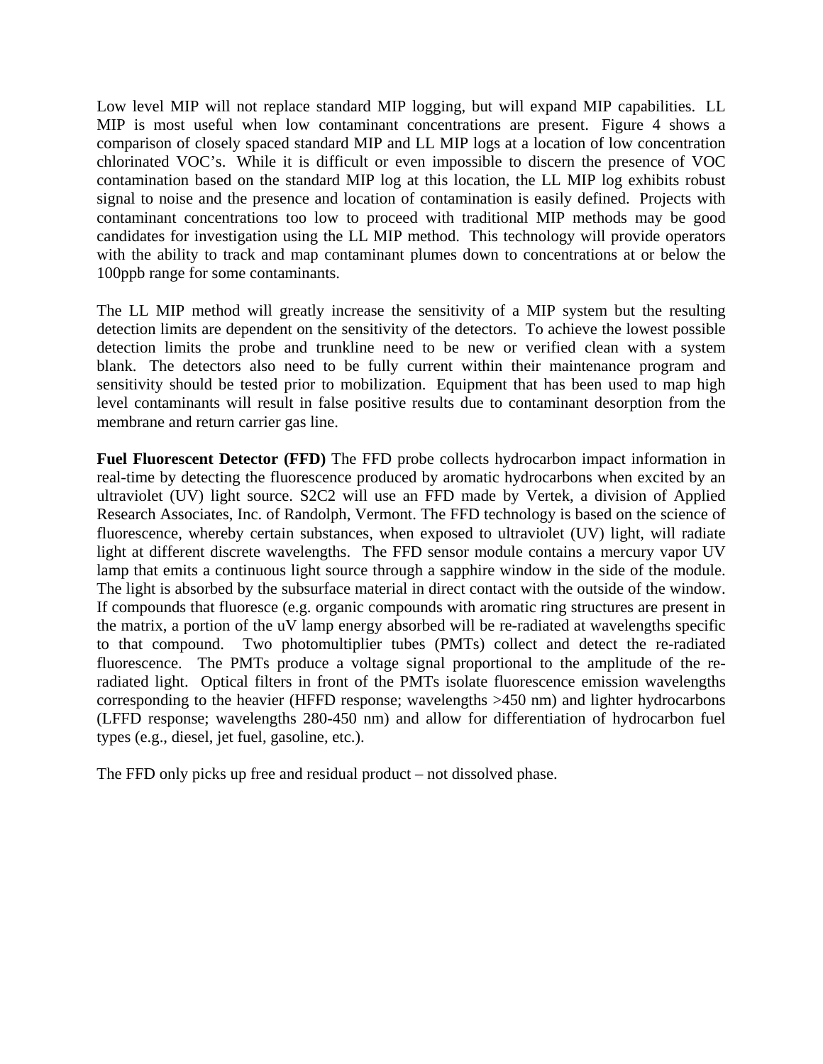Low level MIP will not replace standard MIP logging, but will expand MIP capabilities. LL MIP is most useful when low contaminant concentrations are present. Figure 4 shows a comparison of closely spaced standard MIP and LL MIP logs at a location of low concentration chlorinated VOC's. While it is difficult or even impossible to discern the presence of VOC contamination based on the standard MIP log at this location, the LL MIP log exhibits robust signal to noise and the presence and location of contamination is easily defined. Projects with contaminant concentrations too low to proceed with traditional MIP methods may be good candidates for investigation using the LL MIP method. This technology will provide operators with the ability to track and map contaminant plumes down to concentrations at or below the 100ppb range for some contaminants.

The LL MIP method will greatly increase the sensitivity of a MIP system but the resulting detection limits are dependent on the sensitivity of the detectors. To achieve the lowest possible detection limits the probe and trunkline need to be new or verified clean with a system blank. The detectors also need to be fully current within their maintenance program and sensitivity should be tested prior to mobilization. Equipment that has been used to map high level contaminants will result in false positive results due to contaminant desorption from the membrane and return carrier gas line.

**Fuel Fluorescent Detector (FFD)** The FFD probe collects hydrocarbon impact information in real-time by detecting the fluorescence produced by aromatic hydrocarbons when excited by an ultraviolet (UV) light source. S2C2 will use an FFD made by Vertek, a division of Applied Research Associates, Inc. of Randolph, Vermont. The FFD technology is based on the science of fluorescence, whereby certain substances, when exposed to ultraviolet (UV) light, will radiate light at different discrete wavelengths. The FFD sensor module contains a mercury vapor UV lamp that emits a continuous light source through a sapphire window in the side of the module. The light is absorbed by the subsurface material in direct contact with the outside of the window. If compounds that fluoresce (e.g. organic compounds with aromatic ring structures are present in the matrix, a portion of the uV lamp energy absorbed will be re-radiated at wavelengths specific to that compound. Two photomultiplier tubes (PMTs) collect and detect the re-radiated fluorescence. The PMTs produce a voltage signal proportional to the amplitude of the re-radiated light. Optical filters in front of the PMTs isolate fluorescence emission wavelengths corresponding to the heavier (HFFD response; wavelengths >450 nm) and lighter hydrocarbons (LFFD response; wavelengths 280-450 nm) and allow for differentiation of hydrocarbon fuel types (e.g., diesel, jet fuel, gasoline, etc.).

The FFD only picks up free and residual product – not dissolved phase.